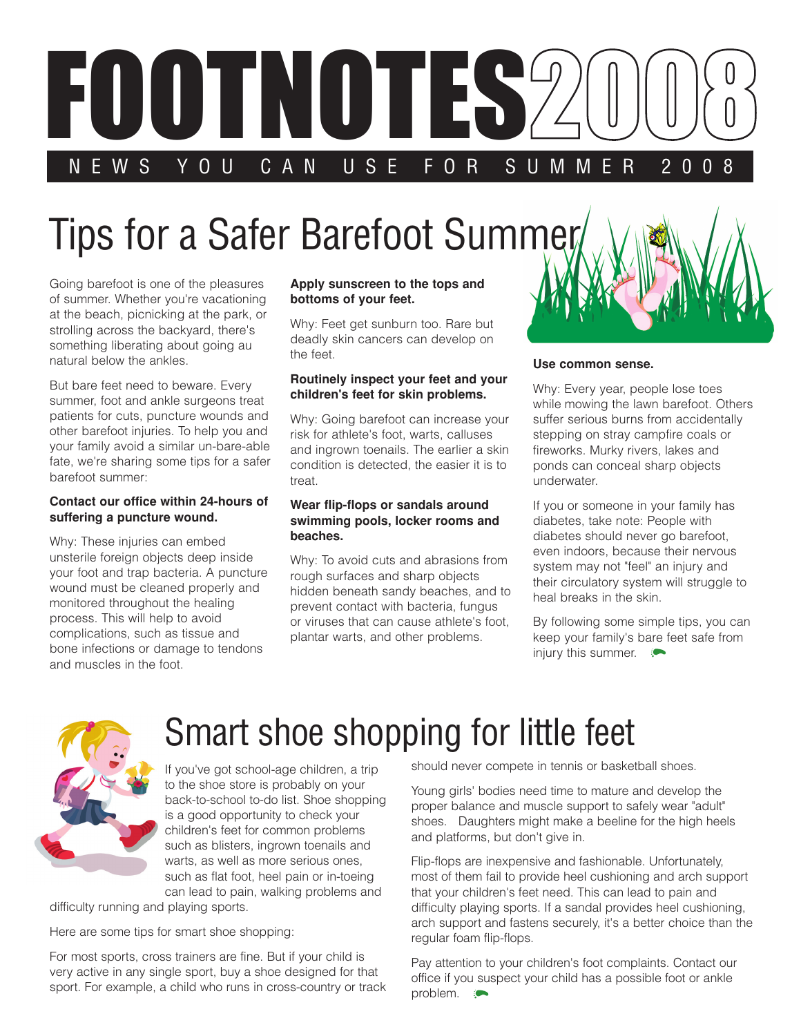# FOOTNOTES 2008

NEWS YOU CAN USE FOR SUMMER 2008

## Tips for a Safer Barefoot Summer

Going barefoot is one of the pleasures of summer. Whether you're vacationing at the beach, picnicking at the park, or strolling across the backyard, there's something liberating about going au natural below the ankles.

But bare feet need to beware. Every summer, foot and ankle surgeons treat patients for cuts, puncture wounds and other barefoot injuries. To help you and your family avoid a similar un-bare-able fate, we're sharing some tips for a safer barefoot summer:

**Contact our office within 24-hours of suffering a puncture wound.**

Why: These injuries can embed unsterile foreign objects deep inside your foot and trap bacteria. A puncture wound must be cleaned properly and monitored throughout the healing process. This will help to avoid complications, such as tissue and bone infections or damage to tendons and muscles in the foot.

**Apply sunscreen to the tops and bottoms of your feet.**

Why: Feet get sunburn too. Rare but deadly skin cancers can develop on the feet.

**Routinely inspect your feet and your children's feet for skin problems.**

Why: Going barefoot can increase your risk for athlete's foot, warts, calluses and ingrown toenails. The earlier a skin condition is detected, the easier it is to treat.

**Wear flip-flops or sandals around swimming pools, locker rooms and beaches.**

Why: To avoid cuts and abrasions from rough surfaces and sharp objects hidden beneath sandy beaches, and to prevent contact with bacteria, fungus or viruses that can cause athlete's foot, plantar warts, and other problems.

**Use common sense.**

Why: Every year, people lose toes while mowing the lawn barefoot. Others suffer serious burns from accidentally stepping on stray campfire coals or fireworks. Murky rivers, lakes and ponds can conceal sharp objects underwater.

If you or someone in your family has diabetes, take note: People with diabetes should never go barefoot, even indoors, because their nervous system may not "feel" an injury and their circulatory system will struggle to heal breaks in the skin.

By following some simple tips, you can keep your family's bare feet safe from injury this summer.

## Smart shoe shopping for little feet

If you've got school-age children, a trip to the shoe store is probably on your back-to-school to-do list. Shoe shopping is a good opportunity to check your children's feet for common problems such as blisters, ingrown toenails and warts, as well as more serious ones, such as flat foot, heel pain or in-toeing can lead to pain, walking problems and difficulty running and playing sports.

Here are some tips for smart shoe shopping:

For most sports, cross trainers are fine. But if your child is very active in any single sport, buy a shoe designed for that sport. For example, a child who runs in cross-country or track should never compete in tennis or basketball shoes.

Young girls' bodies need time to mature and develop the proper balance and muscle support to safely wear "adult" shoes. Daughters might make a beeline for the high heels and platforms, but don't give in.

Flip-flops are inexpensive and fashionable. Unfortunately, most of them fail to provide heel cushioning and arch support that your children's feet need. This can lead to pain and difficulty playing sports. If a sandal provides heel cushioning, arch support and fastens securely, it's a better choice than the regular foam flip-flops.

Pay attention to your children's foot complaints. Contact our office if you suspect your child has a possible foot or ankle problem.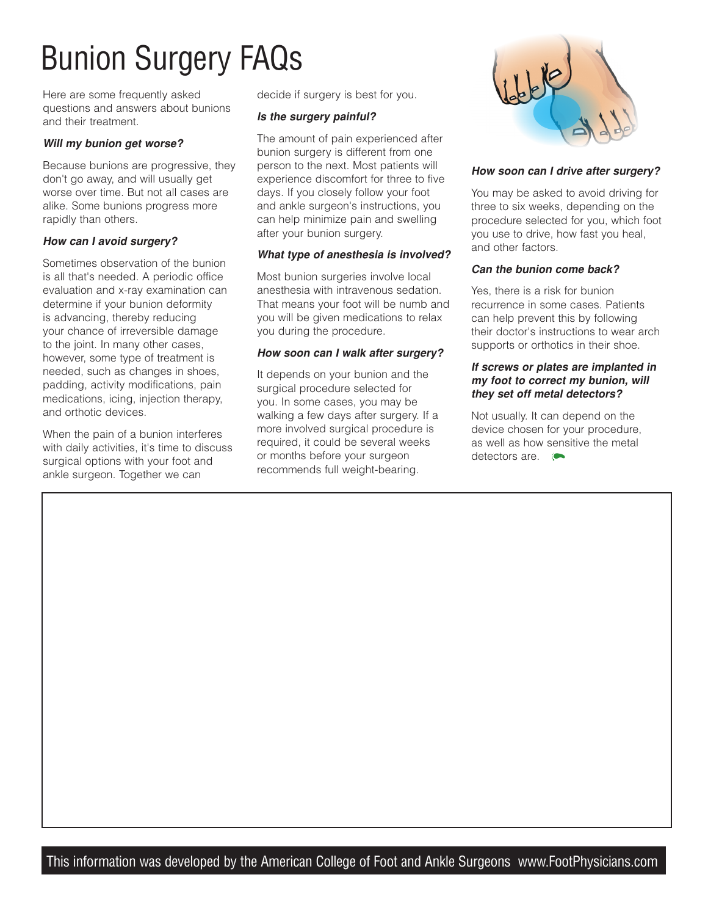# Bunion Surgery FAQs

Here are some frequently asked questions and answers about bunions and their treatment.

***Will my bunion get worse?***

Because bunions are progressive, they don't go away, and will usually get worse over time. But not all cases are alike. Some bunions progress more rapidly than others.

***How can I avoid surgery?***

Sometimes observation of the bunion is all that's needed. A periodic office evaluation and x-ray examination can determine if your bunion deformity is advancing, thereby reducing your chance of irreversible damage to the joint. In many other cases, however, some type of treatment is needed, such as changes in shoes, padding, activity modifications, pain medications, icing, injection therapy, and orthotic devices.

When the pain of a bunion interferes with daily activities, it's time to discuss surgical options with your foot and ankle surgeon. Together we can decide if surgery is best for you.

***Is the surgery painful?***

The amount of pain experienced after bunion surgery is different from one person to the next. Most patients will experience discomfort for three to five days. If you closely follow your foot and ankle surgeon's instructions, you can help minimize pain and swelling after your bunion surgery.

***What type of anesthesia is involved?***

Most bunion surgeries involve local anesthesia with intravenous sedation. That means your foot will be numb and you will be given medications to relax you during the procedure.

***How soon can I walk after surgery?***

It depends on your bunion and the surgical procedure selected for you. In some cases, you may be walking a few days after surgery. If a more involved surgical procedure is required, it could be several weeks or months before your surgeon recommends full weight-bearing.

***How soon can I drive after surgery?***

You may be asked to avoid driving for three to six weeks, depending on the procedure selected for you, which foot you use to drive, how fast you heal, and other factors.

***Can the bunion come back?***

Yes, there is a risk for bunion recurrence in some cases. Patients can help prevent this by following their doctor's instructions to wear arch supports or orthotics in their shoe.

***If screws or plates are implanted in my foot to correct my bunion, will they set off metal detectors?***

Not usually. It can depend on the device chosen for your procedure, as well as how sensitive the metal detectors are.

This information was developed by the American College of Foot and Ankle Surgeons www.FootPhysicians.com